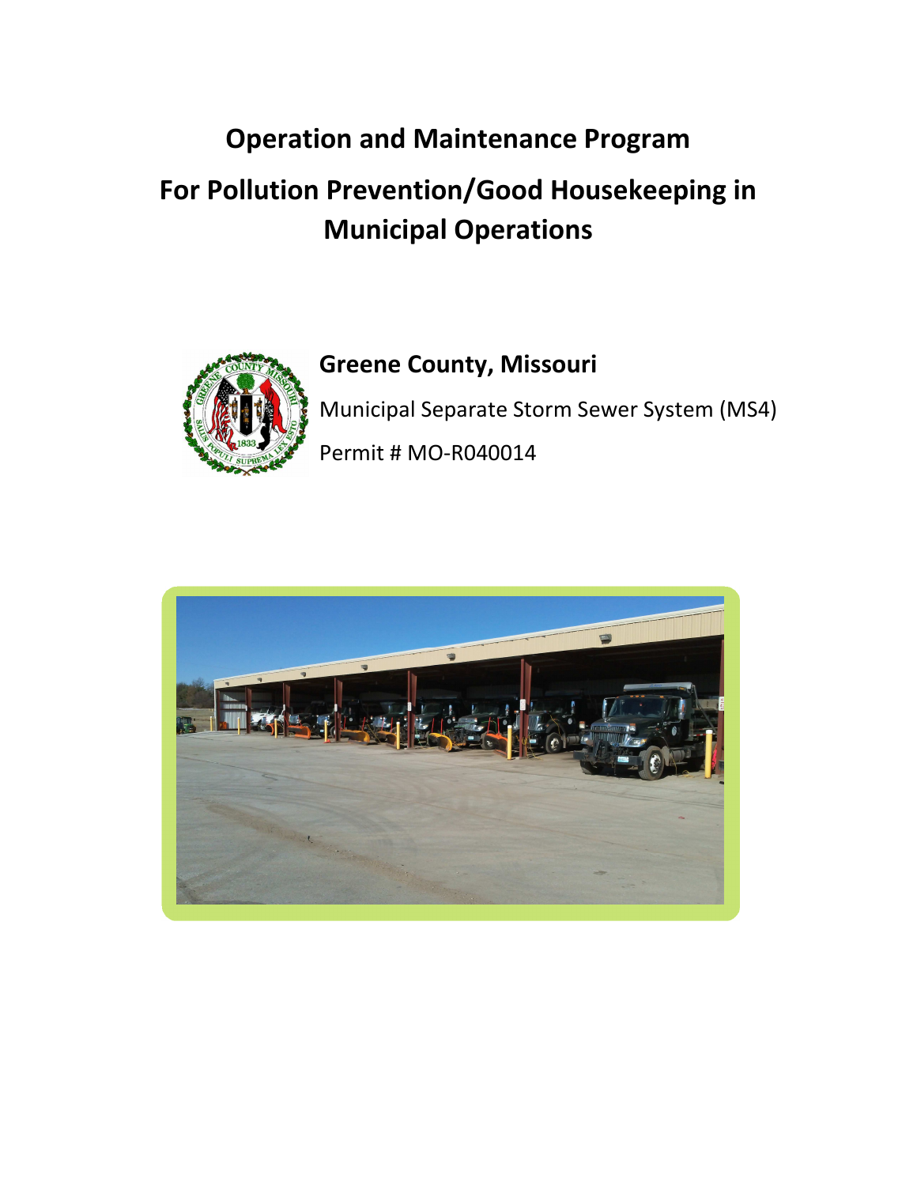# Operation and Maintenance Program

# For Pollution Prevention/Good Housekeeping in Municipal Operations

## Greene County, Missouri

Municipal Separate Storm Sewer System (MS4)

Permit # MO-R040014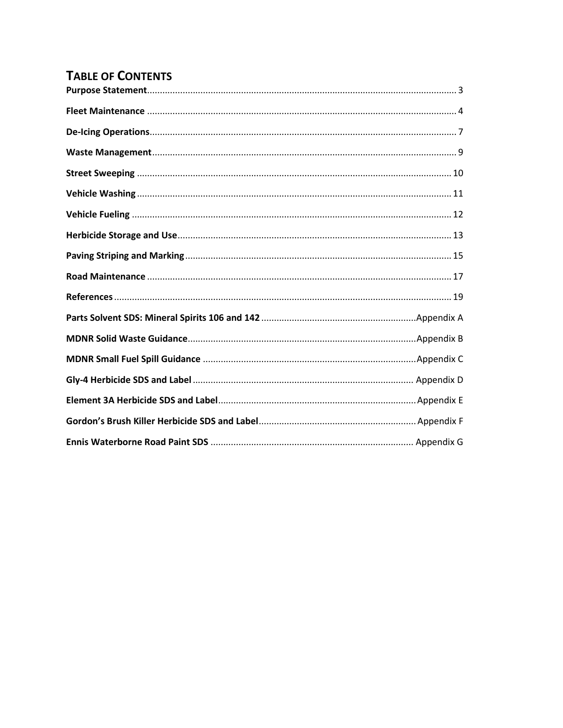## TABLE OF CONTENTS

**Purpose Statement** ........................................ 3

**Fleet Maintenance** ........................................ 4

**De-Icing Operations** ........................................ 7

**Waste Management** ........................................ 9

**Street Sweeping** ........................................ 10

**Vehicle Washing** ........................................ 11

**Vehicle Fueling** ........................................ 12

**Herbicide Storage and Use** ........................................ 13

**Paving Striping and Marking** ........................................ 15

**Road Maintenance** ........................................ 17

**References** ........................................ 19

**Parts Solvent SDS: Mineral Spirits 106 and 142** ........................................ Appendix A

**MDNR Solid Waste Guidance** ........................................ Appendix B

**MDNR Small Fuel Spill Guidance** ........................................ Appendix C

**Gly-4 Herbicide SDS and Label** ........................................ Appendix D

**Element 3A Herbicide SDS and Label** ........................................ Appendix E

**Gordon's Brush Killer Herbicide SDS and Label** ........................................ Appendix F

**Ennis Waterborne Road Paint SDS** ........................................ Appendix G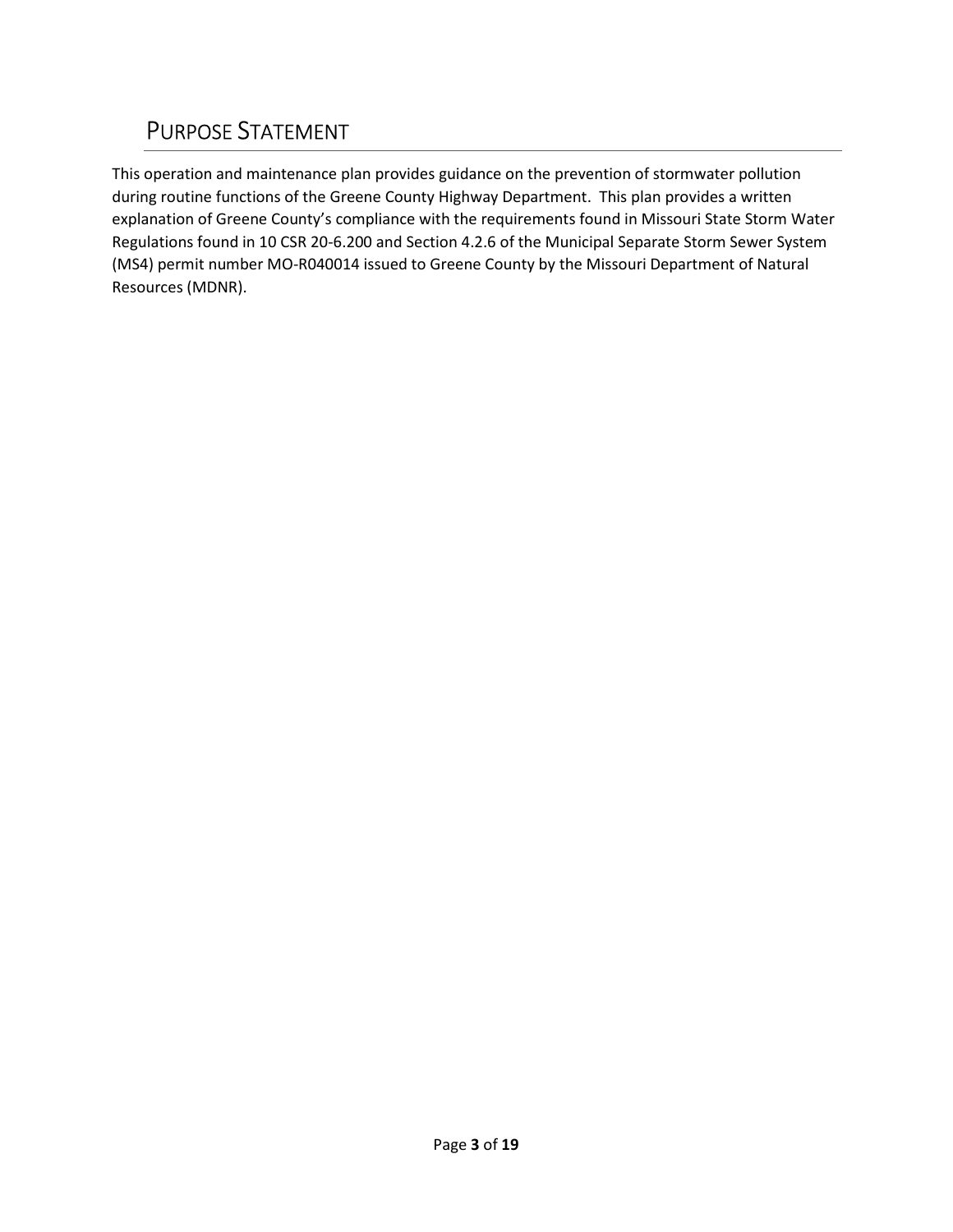# Purpose Statement

This operation and maintenance plan provides guidance on the prevention of stormwater pollution during routine functions of the Greene County Highway Department. This plan provides a written explanation of Greene County's compliance with the requirements found in Missouri State Storm Water Regulations found in 10 CSR 20-6.200 and Section 4.2.6 of the Municipal Separate Storm Sewer System (MS4) permit number MO-R040014 issued to Greene County by the Missouri Department of Natural Resources (MDNR).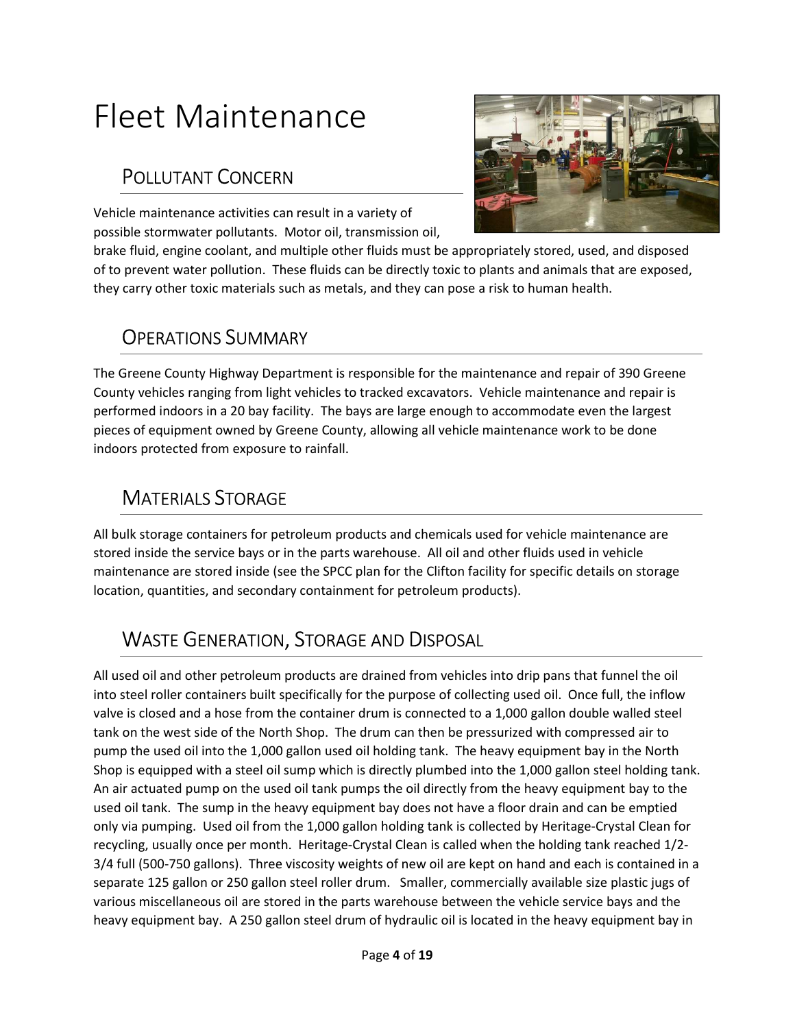# Fleet Maintenance

## Pollutant Concern

Vehicle maintenance activities can result in a variety of possible stormwater pollutants. Motor oil, transmission oil, brake fluid, engine coolant, and multiple other fluids must be appropriately stored, used, and disposed of to prevent water pollution. These fluids can be directly toxic to plants and animals that are exposed, they carry other toxic materials such as metals, and they can pose a risk to human health.

## Operations Summary

The Greene County Highway Department is responsible for the maintenance and repair of 390 Greene County vehicles ranging from light vehicles to tracked excavators. Vehicle maintenance and repair is performed indoors in a 20 bay facility. The bays are large enough to accommodate even the largest pieces of equipment owned by Greene County, allowing all vehicle maintenance work to be done indoors protected from exposure to rainfall.

## Materials Storage

All bulk storage containers for petroleum products and chemicals used for vehicle maintenance are stored inside the service bays or in the parts warehouse. All oil and other fluids used in vehicle maintenance are stored inside (see the SPCC plan for the Clifton facility for specific details on storage location, quantities, and secondary containment for petroleum products).

## Waste Generation, Storage and Disposal

All used oil and other petroleum products are drained from vehicles into drip pans that funnel the oil into steel roller containers built specifically for the purpose of collecting used oil. Once full, the inflow valve is closed and a hose from the container drum is connected to a 1,000 gallon double walled steel tank on the west side of the North Shop. The drum can then be pressurized with compressed air to pump the used oil into the 1,000 gallon used oil holding tank. The heavy equipment bay in the North Shop is equipped with a steel oil sump which is directly plumbed into the 1,000 gallon steel holding tank. An air actuated pump on the used oil tank pumps the oil directly from the heavy equipment bay to the used oil tank. The sump in the heavy equipment bay does not have a floor drain and can be emptied only via pumping. Used oil from the 1,000 gallon holding tank is collected by Heritage-Crystal Clean for recycling, usually once per month. Heritage-Crystal Clean is called when the holding tank reached 1/2-3/4 full (500-750 gallons). Three viscosity weights of new oil are kept on hand and each is contained in a separate 125 gallon or 250 gallon steel roller drum. Smaller, commercially available size plastic jugs of various miscellaneous oil are stored in the parts warehouse between the vehicle service bays and the heavy equipment bay. A 250 gallon steel drum of hydraulic oil is located in the heavy equipment bay in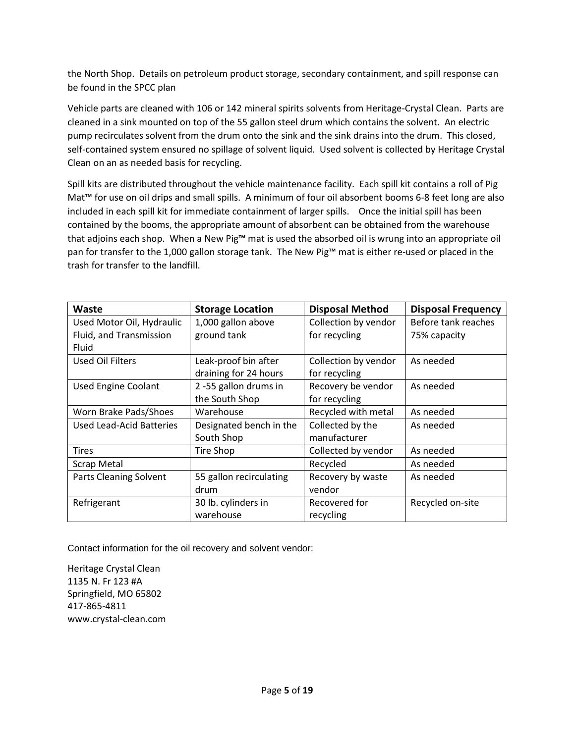the North Shop. Details on petroleum product storage, secondary containment, and spill response can be found in the SPCC plan

Vehicle parts are cleaned with 106 or 142 mineral spirits solvents from Heritage-Crystal Clean. Parts are cleaned in a sink mounted on top of the 55 gallon steel drum which contains the solvent. An electric pump recirculates solvent from the drum onto the sink and the sink drains into the drum. This closed, self-contained system ensured no spillage of solvent liquid. Used solvent is collected by Heritage Crystal Clean on an as needed basis for recycling.

Spill kits are distributed throughout the vehicle maintenance facility. Each spill kit contains a roll of Pig Mat™ for use on oil drips and small spills. A minimum of four oil absorbent booms 6-8 feet long are also included in each spill kit for immediate containment of larger spills. Once the initial spill has been contained by the booms, the appropriate amount of absorbent can be obtained from the warehouse that adjoins each shop. When a New Pig™ mat is used the absorbed oil is wrung into an appropriate oil pan for transfer to the 1,000 gallon storage tank. The New Pig™ mat is either re-used or placed in the trash for transfer to the landfill.

| Waste | Storage Location | Disposal Method | Disposal Frequency |
|---|---|---|---|
| Used Motor Oil, Hydraulic Fluid, and Transmission Fluid | 1,000 gallon above ground tank | Collection by vendor for recycling | Before tank reaches 75% capacity |
| Used Oil Filters | Leak-proof bin after draining for 24 hours | Collection by vendor for recycling | As needed |
| Used Engine Coolant | 2 -55 gallon drums in the South Shop | Recovery be vendor for recycling | As needed |
| Worn Brake Pads/Shoes | Warehouse | Recycled with metal | As needed |
| Used Lead-Acid Batteries | Designated bench in the South Shop | Collected by the manufacturer | As needed |
| Tires | Tire Shop | Collected by vendor | As needed |
| Scrap Metal | | Recycled | As needed |
| Parts Cleaning Solvent | 55 gallon recirculating drum | Recovery by waste vendor | As needed |
| Refrigerant | 30 lb. cylinders in warehouse | Recovered for recycling | Recycled on-site |

Contact information for the oil recovery and solvent vendor:

Heritage Crystal Clean
1135 N. Fr 123 #A
Springfield, MO 65802
417-865-4811
www.crystal-clean.com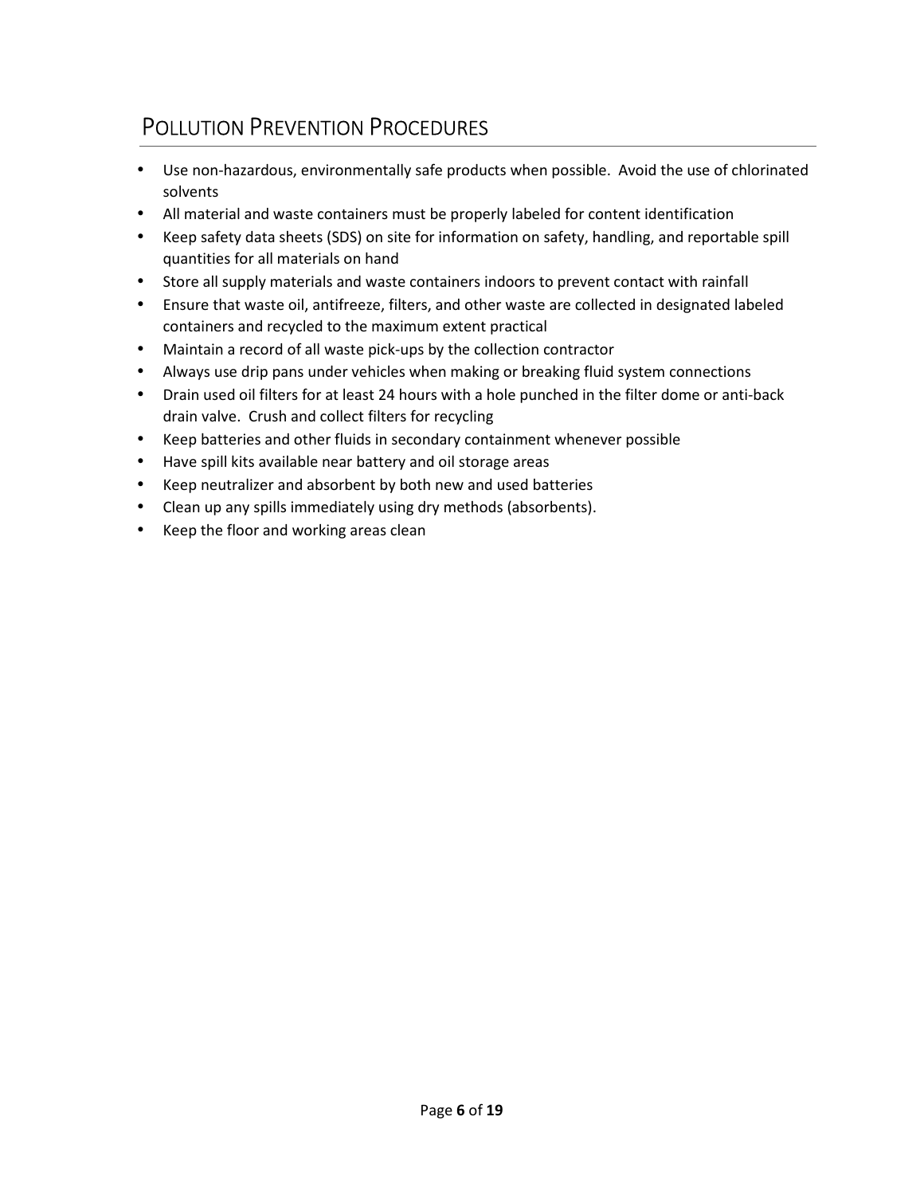## POLLUTION PREVENTION PROCEDURES

- Use non-hazardous, environmentally safe products when possible. Avoid the use of chlorinated solvents
- All material and waste containers must be properly labeled for content identification
- Keep safety data sheets (SDS) on site for information on safety, handling, and reportable spill quantities for all materials on hand
- Store all supply materials and waste containers indoors to prevent contact with rainfall
- Ensure that waste oil, antifreeze, filters, and other waste are collected in designated labeled containers and recycled to the maximum extent practical
- Maintain a record of all waste pick-ups by the collection contractor
- Always use drip pans under vehicles when making or breaking fluid system connections
- Drain used oil filters for at least 24 hours with a hole punched in the filter dome or anti-back drain valve. Crush and collect filters for recycling
- Keep batteries and other fluids in secondary containment whenever possible
- Have spill kits available near battery and oil storage areas
- Keep neutralizer and absorbent by both new and used batteries
- Clean up any spills immediately using dry methods (absorbents).
- Keep the floor and working areas clean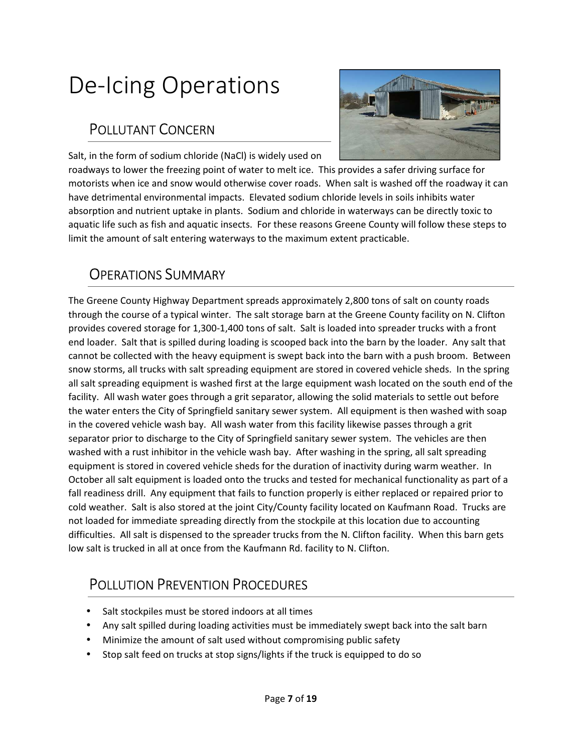# De-Icing Operations

## Pollutant Concern

Salt, in the form of sodium chloride (NaCl) is widely used on roadways to lower the freezing point of water to melt ice. This provides a safer driving surface for motorists when ice and snow would otherwise cover roads. When salt is washed off the roadway it can have detrimental environmental impacts. Elevated sodium chloride levels in soils inhibits water absorption and nutrient uptake in plants. Sodium and chloride in waterways can be directly toxic to aquatic life such as fish and aquatic insects. For these reasons Greene County will follow these steps to limit the amount of salt entering waterways to the maximum extent practicable.

## Operations Summary

The Greene County Highway Department spreads approximately 2,800 tons of salt on county roads through the course of a typical winter. The salt storage barn at the Greene County facility on N. Clifton provides covered storage for 1,300-1,400 tons of salt. Salt is loaded into spreader trucks with a front end loader. Salt that is spilled during loading is scooped back into the barn by the loader. Any salt that cannot be collected with the heavy equipment is swept back into the barn with a push broom. Between snow storms, all trucks with salt spreading equipment are stored in covered vehicle sheds. In the spring all salt spreading equipment is washed first at the large equipment wash located on the south end of the facility. All wash water goes through a grit separator, allowing the solid materials to settle out before the water enters the City of Springfield sanitary sewer system. All equipment is then washed with soap in the covered vehicle wash bay. All wash water from this facility likewise passes through a grit separator prior to discharge to the City of Springfield sanitary sewer system. The vehicles are then washed with a rust inhibitor in the vehicle wash bay. After washing in the spring, all salt spreading equipment is stored in covered vehicle sheds for the duration of inactivity during warm weather. In October all salt equipment is loaded onto the trucks and tested for mechanical functionality as part of a fall readiness drill. Any equipment that fails to function properly is either replaced or repaired prior to cold weather. Salt is also stored at the joint City/County facility located on Kaufmann Road. Trucks are not loaded for immediate spreading directly from the stockpile at this location due to accounting difficulties. All salt is dispensed to the spreader trucks from the N. Clifton facility. When this barn gets low salt is trucked in all at once from the Kaufmann Rd. facility to N. Clifton.

## Pollution Prevention Procedures

- Salt stockpiles must be stored indoors at all times
- Any salt spilled during loading activities must be immediately swept back into the salt barn
- Minimize the amount of salt used without compromising public safety
- Stop salt feed on trucks at stop signs/lights if the truck is equipped to do so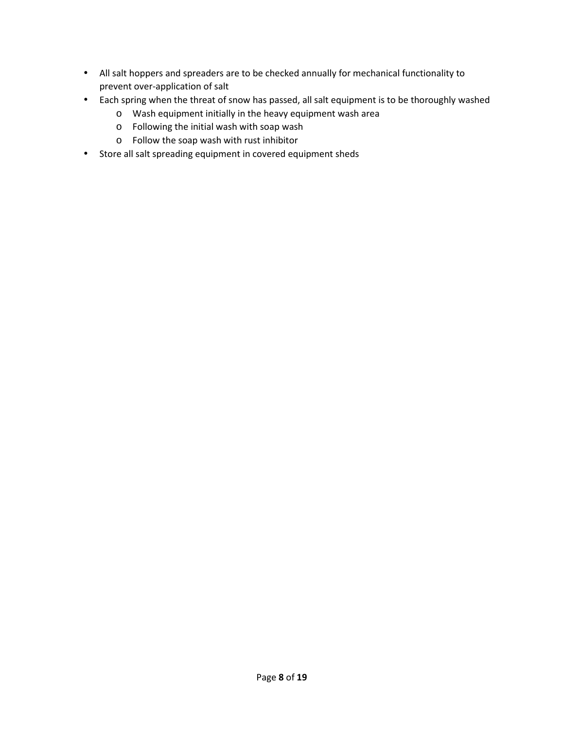- All salt hoppers and spreaders are to be checked annually for mechanical functionality to prevent over-application of salt
- Each spring when the threat of snow has passed, all salt equipment is to be thoroughly washed
    - Wash equipment initially in the heavy equipment wash area
    - Following the initial wash with soap wash
    - Follow the soap wash with rust inhibitor
- Store all salt spreading equipment in covered equipment sheds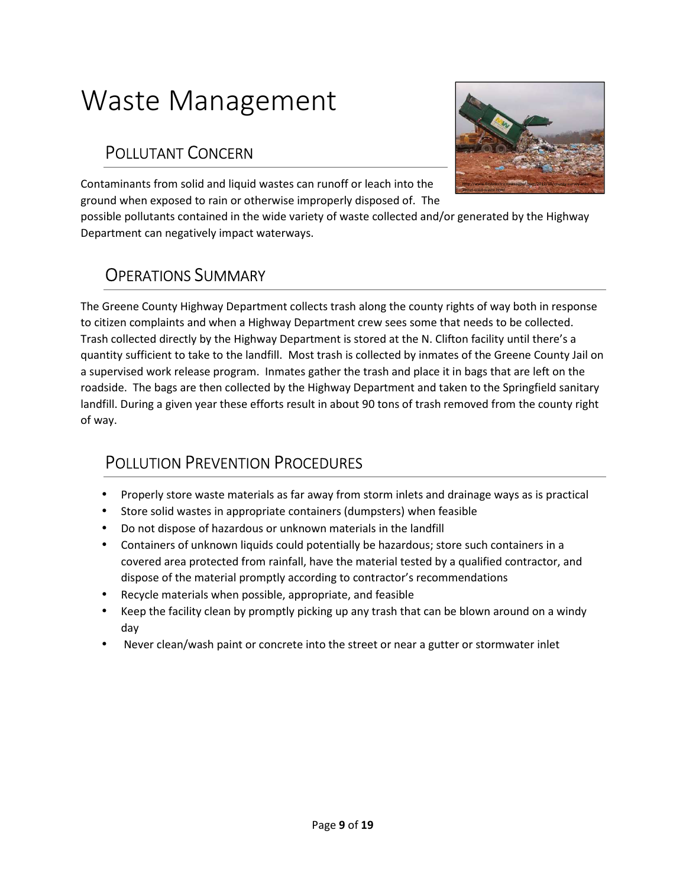# Waste Management

## Pollutant Concern

Contaminants from solid and liquid wastes can runoff or leach into the ground when exposed to rain or otherwise improperly disposed of. The possible pollutants contained in the wide variety of waste collected and/or generated by the Highway Department can negatively impact waterways.

## Operations Summary

The Greene County Highway Department collects trash along the county rights of way both in response to citizen complaints and when a Highway Department crew sees some that needs to be collected. Trash collected directly by the Highway Department is stored at the N. Clifton facility until there's a quantity sufficient to take to the landfill. Most trash is collected by inmates of the Greene County Jail on a supervised work release program. Inmates gather the trash and place it in bags that are left on the roadside. The bags are then collected by the Highway Department and taken to the Springfield sanitary landfill. During a given year these efforts result in about 90 tons of trash removed from the county right of way.

## Pollution Prevention Procedures

- Properly store waste materials as far away from storm inlets and drainage ways as is practical
- Store solid wastes in appropriate containers (dumpsters) when feasible
- Do not dispose of hazardous or unknown materials in the landfill
- Containers of unknown liquids could potentially be hazardous; store such containers in a covered area protected from rainfall, have the material tested by a qualified contractor, and dispose of the material promptly according to contractor's recommendations
- Recycle materials when possible, appropriate, and feasible
- Keep the facility clean by promptly picking up any trash that can be blown around on a windy day
- Never clean/wash paint or concrete into the street or near a gutter or stormwater inlet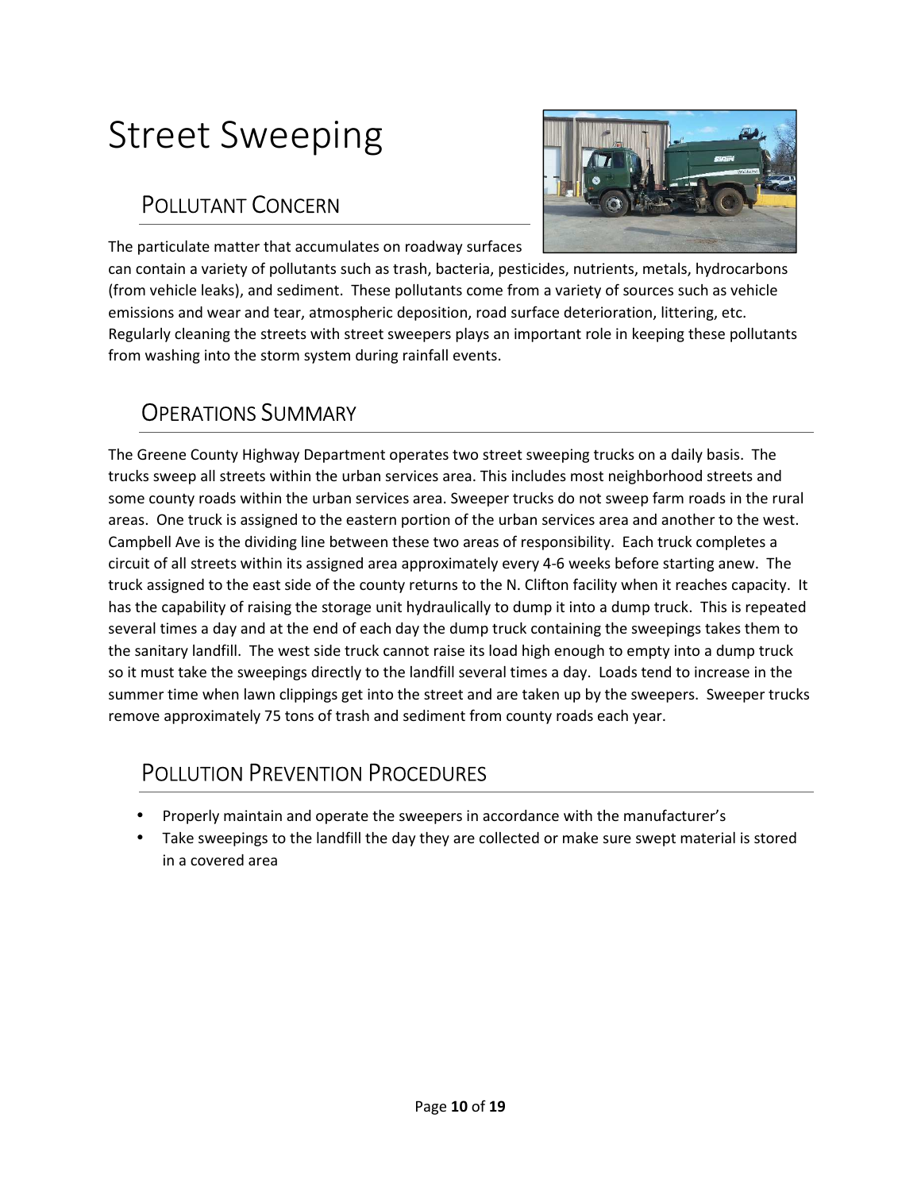# Street Sweeping

## Pollutant Concern

The particulate matter that accumulates on roadway surfaces can contain a variety of pollutants such as trash, bacteria, pesticides, nutrients, metals, hydrocarbons (from vehicle leaks), and sediment. These pollutants come from a variety of sources such as vehicle emissions and wear and tear, atmospheric deposition, road surface deterioration, littering, etc. Regularly cleaning the streets with street sweepers plays an important role in keeping these pollutants from washing into the storm system during rainfall events.

## Operations Summary

The Greene County Highway Department operates two street sweeping trucks on a daily basis. The trucks sweep all streets within the urban services area. This includes most neighborhood streets and some county roads within the urban services area. Sweeper trucks do not sweep farm roads in the rural areas. One truck is assigned to the eastern portion of the urban services area and another to the west. Campbell Ave is the dividing line between these two areas of responsibility. Each truck completes a circuit of all streets within its assigned area approximately every 4-6 weeks before starting anew. The truck assigned to the east side of the county returns to the N. Clifton facility when it reaches capacity. It has the capability of raising the storage unit hydraulically to dump it into a dump truck. This is repeated several times a day and at the end of each day the dump truck containing the sweepings takes them to the sanitary landfill. The west side truck cannot raise its load high enough to empty into a dump truck so it must take the sweepings directly to the landfill several times a day. Loads tend to increase in the summer time when lawn clippings get into the street and are taken up by the sweepers. Sweeper trucks remove approximately 75 tons of trash and sediment from county roads each year.

## Pollution Prevention Procedures

- Properly maintain and operate the sweepers in accordance with the manufacturer's
- Take sweepings to the landfill the day they are collected or make sure swept material is stored in a covered area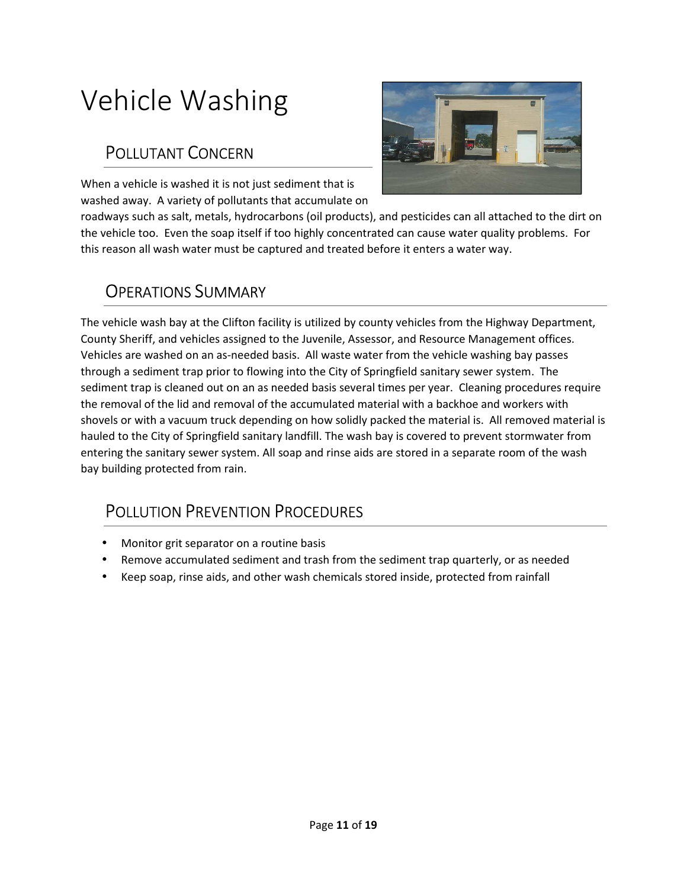# Vehicle Washing

## Pollutant Concern

When a vehicle is washed it is not just sediment that is washed away. A variety of pollutants that accumulate on roadways such as salt, metals, hydrocarbons (oil products), and pesticides can all attached to the dirt on the vehicle too. Even the soap itself if too highly concentrated can cause water quality problems. For this reason all wash water must be captured and treated before it enters a water way.

## Operations Summary

The vehicle wash bay at the Clifton facility is utilized by county vehicles from the Highway Department, County Sheriff, and vehicles assigned to the Juvenile, Assessor, and Resource Management offices. Vehicles are washed on an as-needed basis. All waste water from the vehicle washing bay passes through a sediment trap prior to flowing into the City of Springfield sanitary sewer system. The sediment trap is cleaned out on an as needed basis several times per year. Cleaning procedures require the removal of the lid and removal of the accumulated material with a backhoe and workers with shovels or with a vacuum truck depending on how solidly packed the material is. All removed material is hauled to the City of Springfield sanitary landfill. The wash bay is covered to prevent stormwater from entering the sanitary sewer system. All soap and rinse aids are stored in a separate room of the wash bay building protected from rain.

## Pollution Prevention Procedures

- Monitor grit separator on a routine basis
- Remove accumulated sediment and trash from the sediment trap quarterly, or as needed
- Keep soap, rinse aids, and other wash chemicals stored inside, protected from rainfall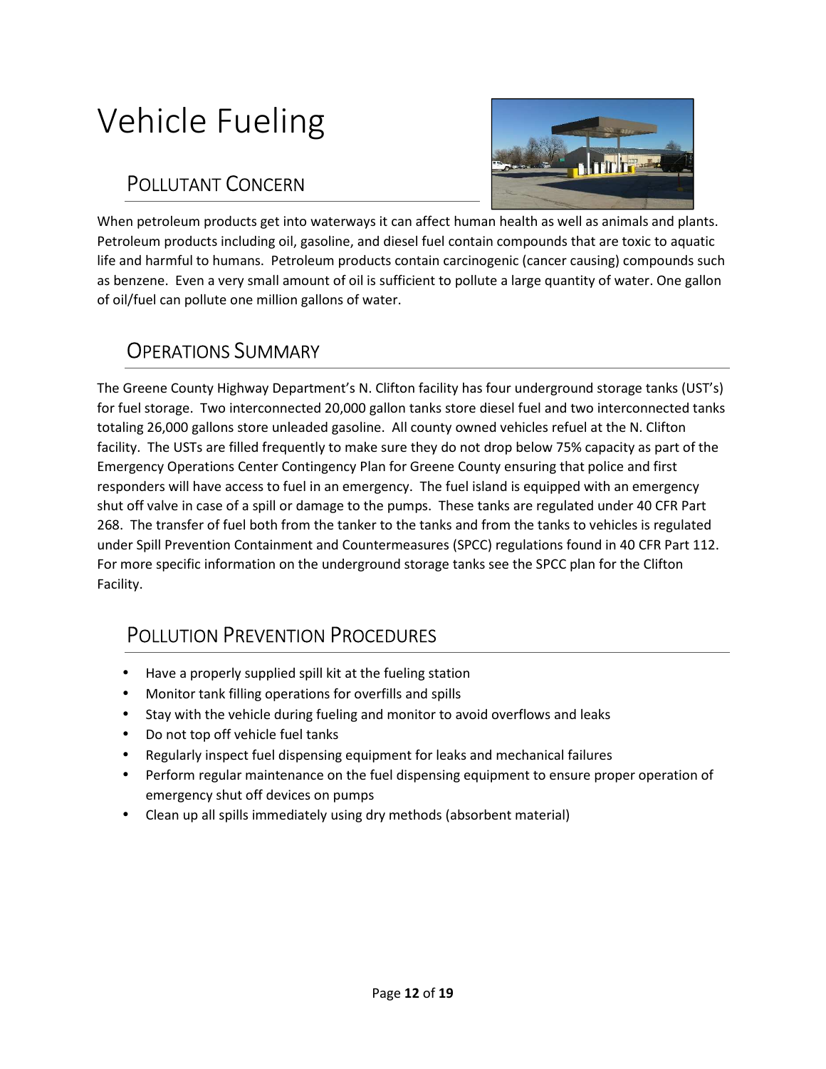# Vehicle Fueling

## Pollutant Concern

When petroleum products get into waterways it can affect human health as well as animals and plants. Petroleum products including oil, gasoline, and diesel fuel contain compounds that are toxic to aquatic life and harmful to humans. Petroleum products contain carcinogenic (cancer causing) compounds such as benzene. Even a very small amount of oil is sufficient to pollute a large quantity of water. One gallon of oil/fuel can pollute one million gallons of water.

## Operations Summary

The Greene County Highway Department's N. Clifton facility has four underground storage tanks (UST's) for fuel storage. Two interconnected 20,000 gallon tanks store diesel fuel and two interconnected tanks totaling 26,000 gallons store unleaded gasoline. All county owned vehicles refuel at the N. Clifton facility. The USTs are filled frequently to make sure they do not drop below 75% capacity as part of the Emergency Operations Center Contingency Plan for Greene County ensuring that police and first responders will have access to fuel in an emergency. The fuel island is equipped with an emergency shut off valve in case of a spill or damage to the pumps. These tanks are regulated under 40 CFR Part 268. The transfer of fuel both from the tanker to the tanks and from the tanks to vehicles is regulated under Spill Prevention Containment and Countermeasures (SPCC) regulations found in 40 CFR Part 112. For more specific information on the underground storage tanks see the SPCC plan for the Clifton Facility.

## Pollution Prevention Procedures

- Have a properly supplied spill kit at the fueling station
- Monitor tank filling operations for overfills and spills
- Stay with the vehicle during fueling and monitor to avoid overflows and leaks
- Do not top off vehicle fuel tanks
- Regularly inspect fuel dispensing equipment for leaks and mechanical failures
- Perform regular maintenance on the fuel dispensing equipment to ensure proper operation of emergency shut off devices on pumps
- Clean up all spills immediately using dry methods (absorbent material)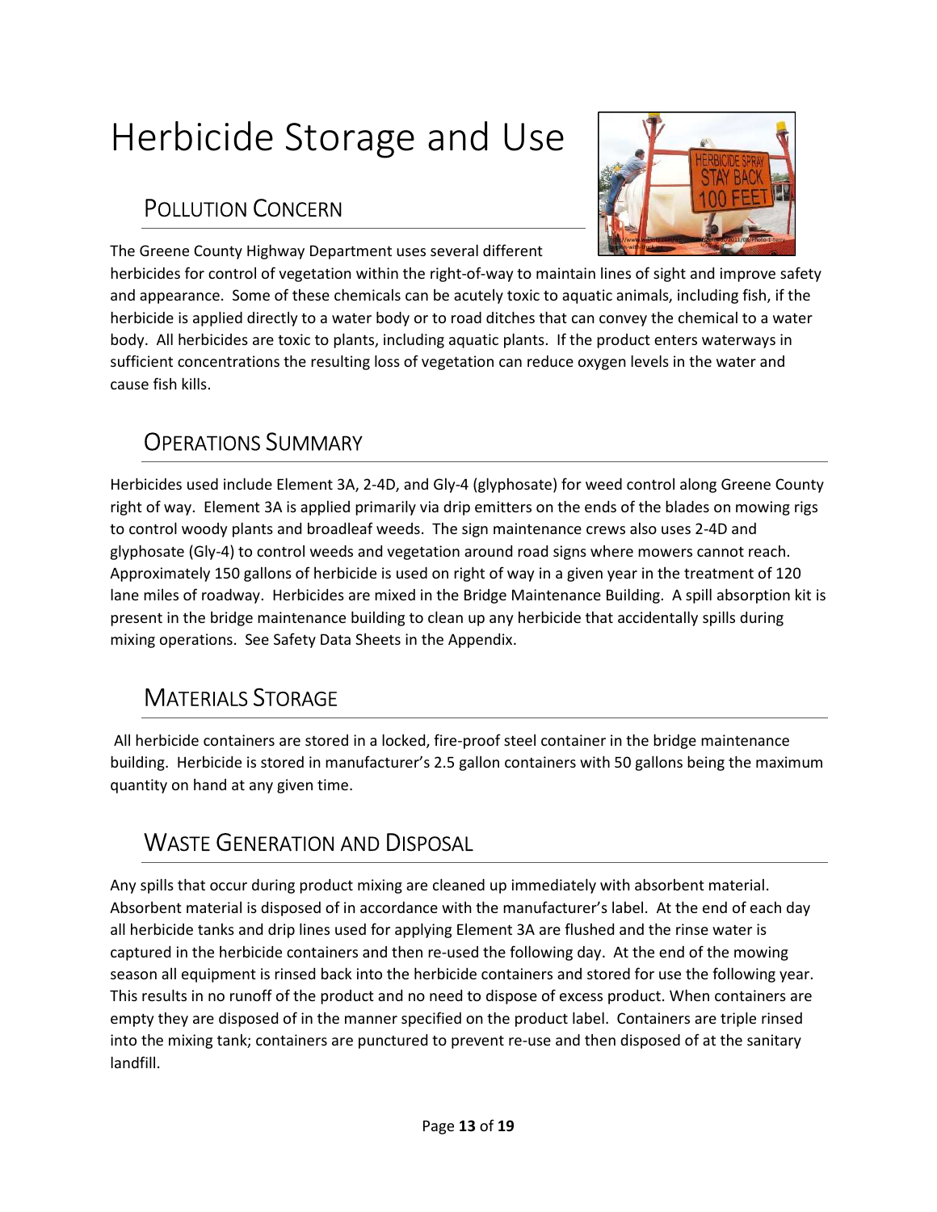# Herbicide Storage and Use

## Pollution Concern

The Greene County Highway Department uses several different herbicides for control of vegetation within the right-of-way to maintain lines of sight and improve safety and appearance. Some of these chemicals can be acutely toxic to aquatic animals, including fish, if the herbicide is applied directly to a water body or to road ditches that can convey the chemical to a water body. All herbicides are toxic to plants, including aquatic plants. If the product enters waterways in sufficient concentrations the resulting loss of vegetation can reduce oxygen levels in the water and cause fish kills.

## Operations Summary

Herbicides used include Element 3A, 2-4D, and Gly-4 (glyphosate) for weed control along Greene County right of way. Element 3A is applied primarily via drip emitters on the ends of the blades on mowing rigs to control woody plants and broadleaf weeds. The sign maintenance crews also uses 2-4D and glyphosate (Gly-4) to control weeds and vegetation around road signs where mowers cannot reach. Approximately 150 gallons of herbicide is used on right of way in a given year in the treatment of 120 lane miles of roadway. Herbicides are mixed in the Bridge Maintenance Building. A spill absorption kit is present in the bridge maintenance building to clean up any herbicide that accidentally spills during mixing operations. See Safety Data Sheets in the Appendix.

## Materials Storage

All herbicide containers are stored in a locked, fire-proof steel container in the bridge maintenance building. Herbicide is stored in manufacturer's 2.5 gallon containers with 50 gallons being the maximum quantity on hand at any given time.

## Waste Generation and Disposal

Any spills that occur during product mixing are cleaned up immediately with absorbent material. Absorbent material is disposed of in accordance with the manufacturer's label. At the end of each day all herbicide tanks and drip lines used for applying Element 3A are flushed and the rinse water is captured in the herbicide containers and then re-used the following day. At the end of the mowing season all equipment is rinsed back into the herbicide containers and stored for use the following year. This results in no runoff of the product and no need to dispose of excess product. When containers are empty they are disposed of in the manner specified on the product label. Containers are triple rinsed into the mixing tank; containers are punctured to prevent re-use and then disposed of at the sanitary landfill.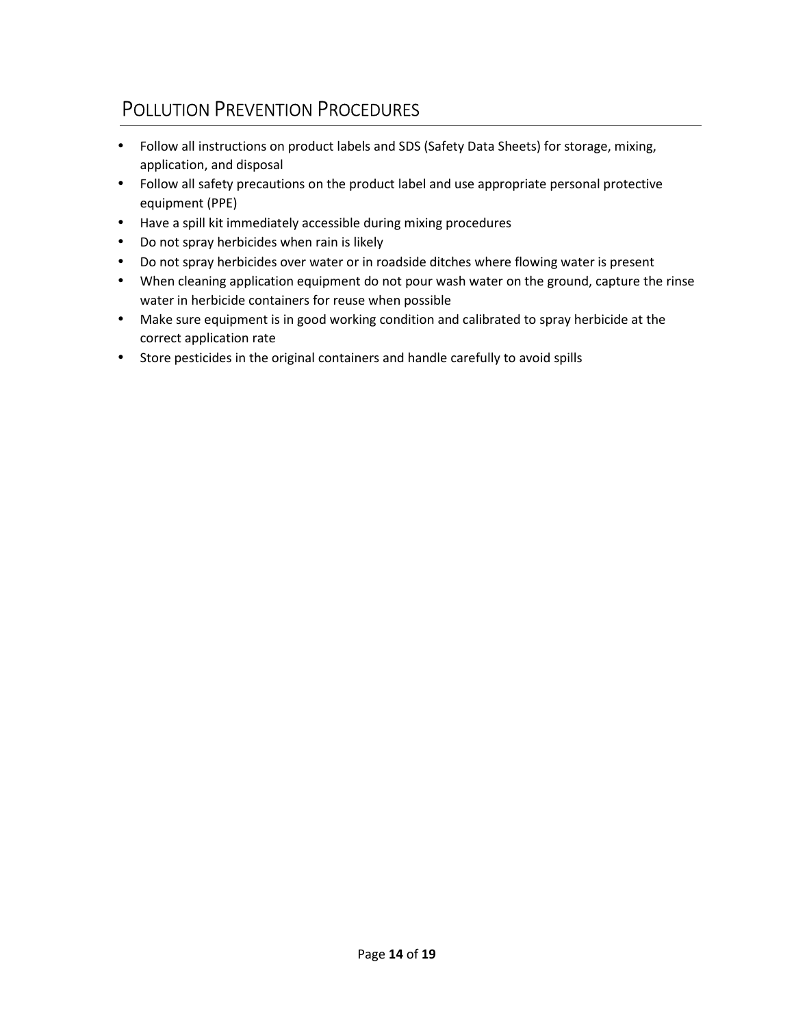## POLLUTION PREVENTION PROCEDURES

- Follow all instructions on product labels and SDS (Safety Data Sheets) for storage, mixing, application, and disposal
- Follow all safety precautions on the product label and use appropriate personal protective equipment (PPE)
- Have a spill kit immediately accessible during mixing procedures
- Do not spray herbicides when rain is likely
- Do not spray herbicides over water or in roadside ditches where flowing water is present
- When cleaning application equipment do not pour wash water on the ground, capture the rinse water in herbicide containers for reuse when possible
- Make sure equipment is in good working condition and calibrated to spray herbicide at the correct application rate
- Store pesticides in the original containers and handle carefully to avoid spills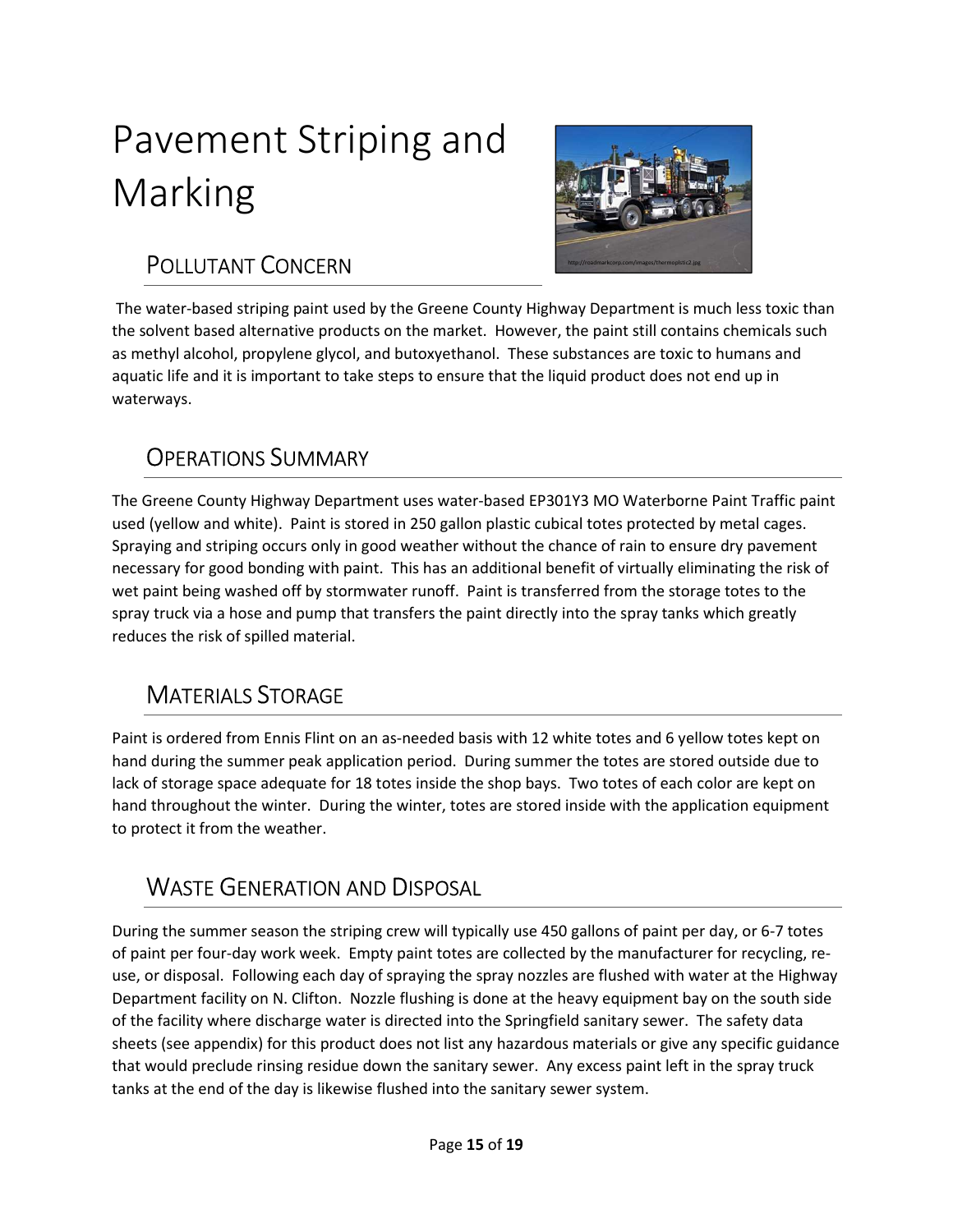# Pavement Striping and Marking

## Pollutant Concern

The water-based striping paint used by the Greene County Highway Department is much less toxic than the solvent based alternative products on the market. However, the paint still contains chemicals such as methyl alcohol, propylene glycol, and butoxyethanol. These substances are toxic to humans and aquatic life and it is important to take steps to ensure that the liquid product does not end up in waterways.

## Operations Summary

The Greene County Highway Department uses water-based EP301Y3 MO Waterborne Paint Traffic paint used (yellow and white). Paint is stored in 250 gallon plastic cubical totes protected by metal cages. Spraying and striping occurs only in good weather without the chance of rain to ensure dry pavement necessary for good bonding with paint. This has an additional benefit of virtually eliminating the risk of wet paint being washed off by stormwater runoff. Paint is transferred from the storage totes to the spray truck via a hose and pump that transfers the paint directly into the spray tanks which greatly reduces the risk of spilled material.

## Materials Storage

Paint is ordered from Ennis Flint on an as-needed basis with 12 white totes and 6 yellow totes kept on hand during the summer peak application period. During summer the totes are stored outside due to lack of storage space adequate for 18 totes inside the shop bays. Two totes of each color are kept on hand throughout the winter. During the winter, totes are stored inside with the application equipment to protect it from the weather.

## Waste Generation and Disposal

During the summer season the striping crew will typically use 450 gallons of paint per day, or 6-7 totes of paint per four-day work week. Empty paint totes are collected by the manufacturer for recycling, re-use, or disposal. Following each day of spraying the spray nozzles are flushed with water at the Highway Department facility on N. Clifton. Nozzle flushing is done at the heavy equipment bay on the south side of the facility where discharge water is directed into the Springfield sanitary sewer. The safety data sheets (see appendix) for this product does not list any hazardous materials or give any specific guidance that would preclude rinsing residue down the sanitary sewer. Any excess paint left in the spray truck tanks at the end of the day is likewise flushed into the sanitary sewer system.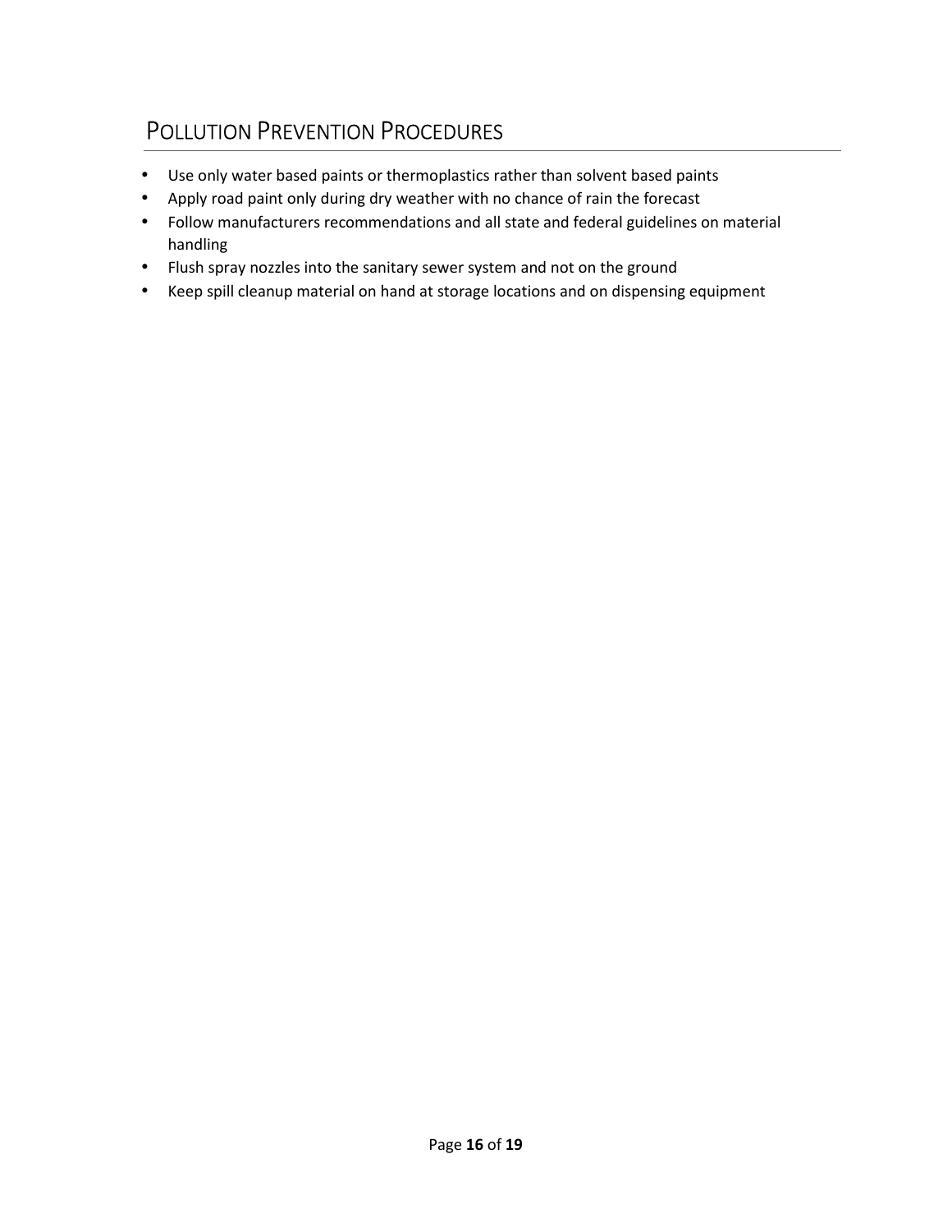## Pollution Prevention Procedures

- Use only water based paints or thermoplastics rather than solvent based paints
- Apply road paint only during dry weather with no chance of rain the forecast
- Follow manufacturers recommendations and all state and federal guidelines on material handling
- Flush spray nozzles into the sanitary sewer system and not on the ground
- Keep spill cleanup material on hand at storage locations and on dispensing equipment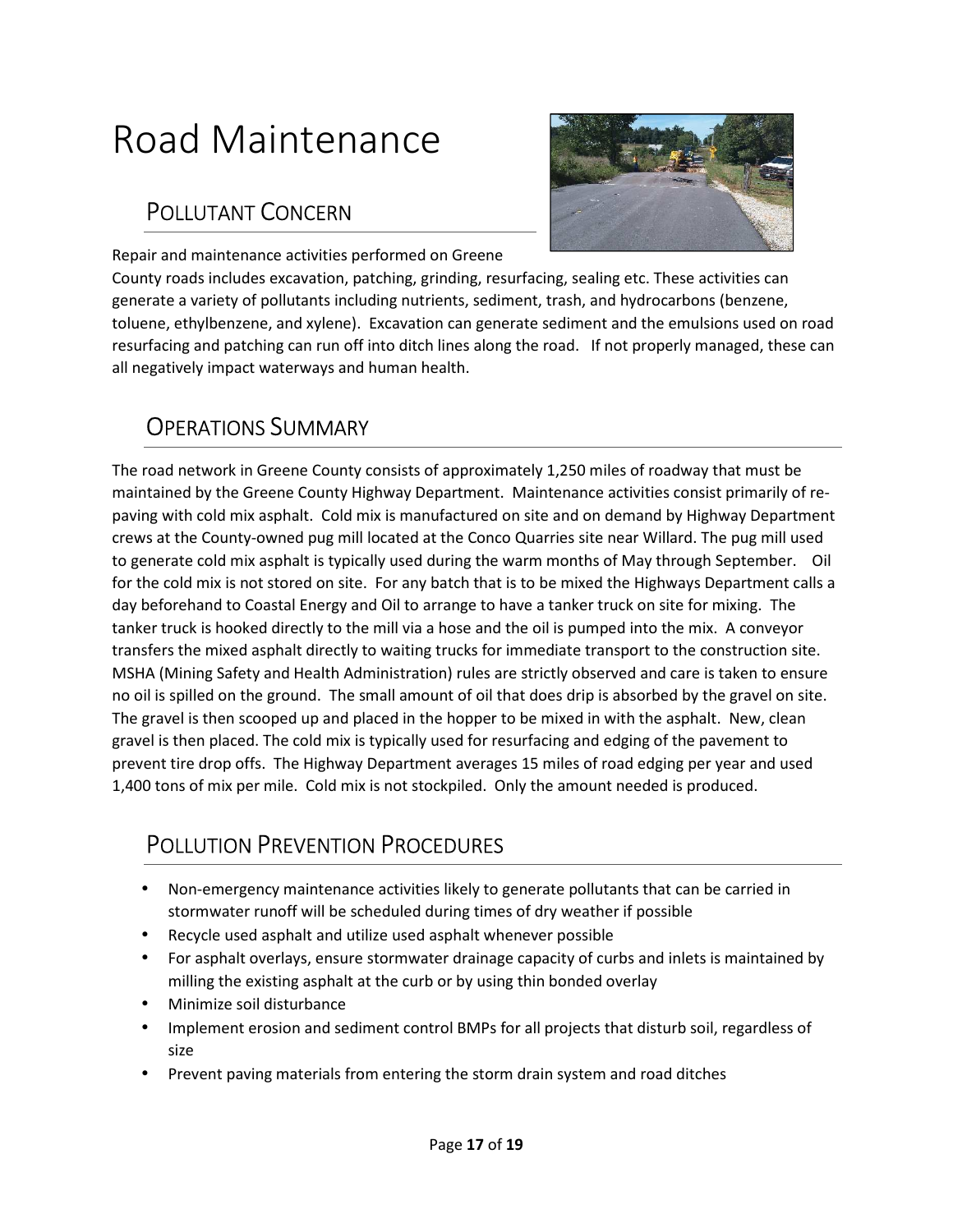# Road Maintenance

## Pollutant Concern

Repair and maintenance activities performed on Greene County roads includes excavation, patching, grinding, resurfacing, sealing etc. These activities can generate a variety of pollutants including nutrients, sediment, trash, and hydrocarbons (benzene, toluene, ethylbenzene, and xylene). Excavation can generate sediment and the emulsions used on road resurfacing and patching can run off into ditch lines along the road. If not properly managed, these can all negatively impact waterways and human health.

## Operations Summary

The road network in Greene County consists of approximately 1,250 miles of roadway that must be maintained by the Greene County Highway Department. Maintenance activities consist primarily of re-paving with cold mix asphalt. Cold mix is manufactured on site and on demand by Highway Department crews at the County-owned pug mill located at the Conco Quarries site near Willard. The pug mill used to generate cold mix asphalt is typically used during the warm months of May through September. Oil for the cold mix is not stored on site. For any batch that is to be mixed the Highways Department calls a day beforehand to Coastal Energy and Oil to arrange to have a tanker truck on site for mixing. The tanker truck is hooked directly to the mill via a hose and the oil is pumped into the mix. A conveyor transfers the mixed asphalt directly to waiting trucks for immediate transport to the construction site. MSHA (Mining Safety and Health Administration) rules are strictly observed and care is taken to ensure no oil is spilled on the ground. The small amount of oil that does drip is absorbed by the gravel on site. The gravel is then scooped up and placed in the hopper to be mixed in with the asphalt. New, clean gravel is then placed. The cold mix is typically used for resurfacing and edging of the pavement to prevent tire drop offs. The Highway Department averages 15 miles of road edging per year and used 1,400 tons of mix per mile. Cold mix is not stockpiled. Only the amount needed is produced.

## Pollution Prevention Procedures

- Non-emergency maintenance activities likely to generate pollutants that can be carried in stormwater runoff will be scheduled during times of dry weather if possible
- Recycle used asphalt and utilize used asphalt whenever possible
- For asphalt overlays, ensure stormwater drainage capacity of curbs and inlets is maintained by milling the existing asphalt at the curb or by using thin bonded overlay
- Minimize soil disturbance
- Implement erosion and sediment control BMPs for all projects that disturb soil, regardless of size
- Prevent paving materials from entering the storm drain system and road ditches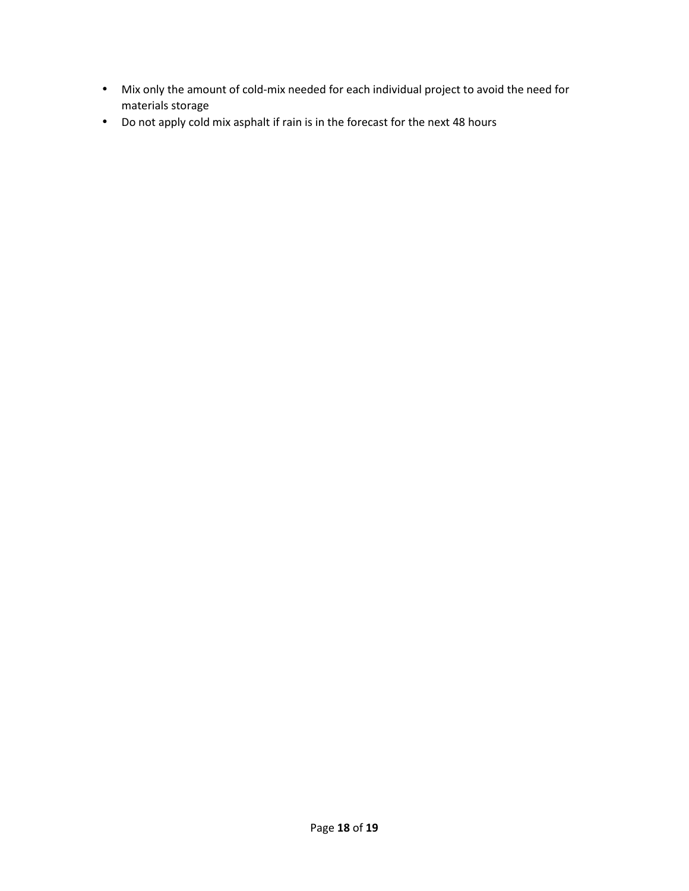- Mix only the amount of cold-mix needed for each individual project to avoid the need for materials storage
- Do not apply cold mix asphalt if rain is in the forecast for the next 48 hours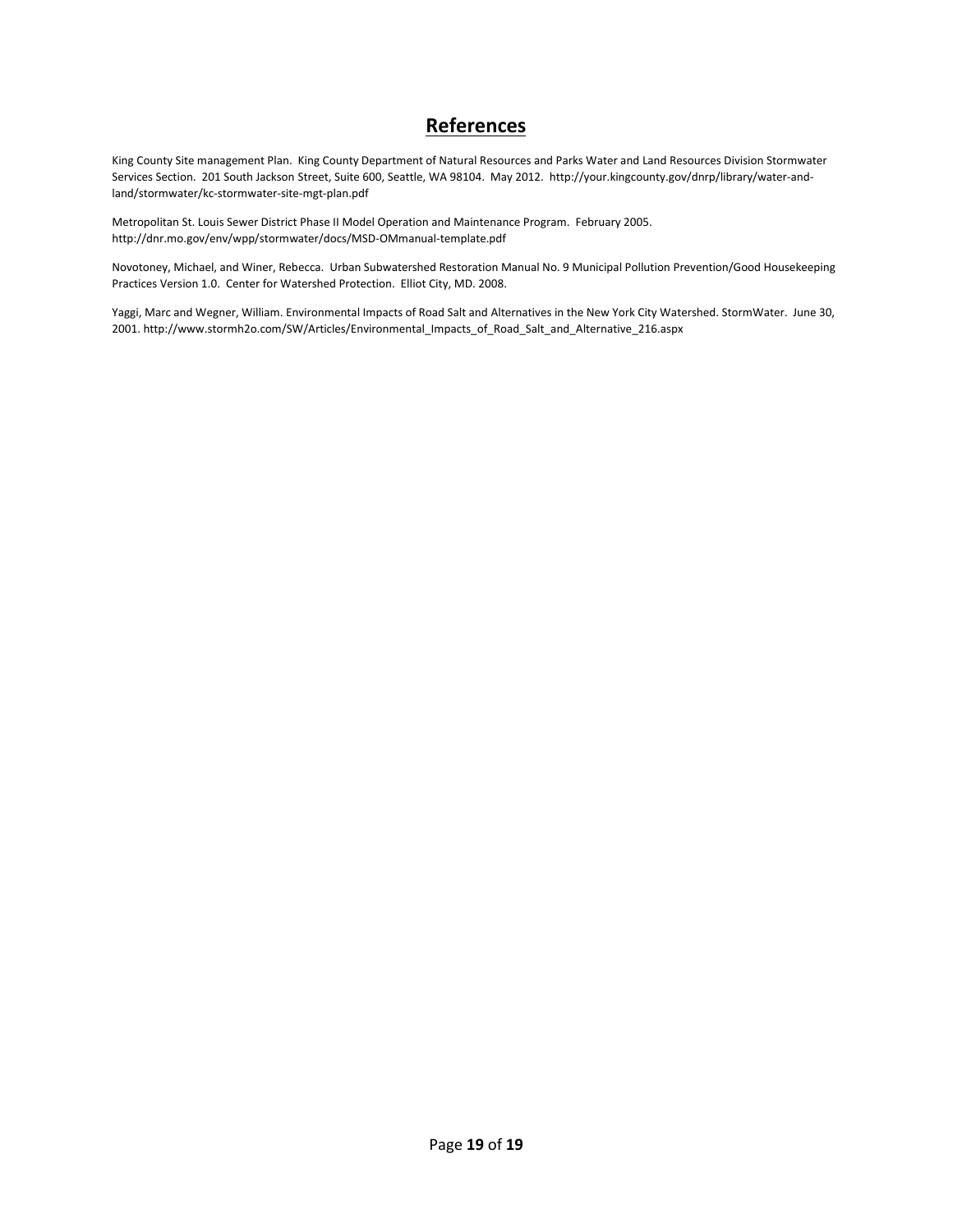# References

King County Site management Plan. King County Department of Natural Resources and Parks Water and Land Resources Division Stormwater Services Section. 201 South Jackson Street, Suite 600, Seattle, WA 98104. May 2012. http://your.kingcounty.gov/dnrp/library/water-and-land/stormwater/kc-stormwater-site-mgt-plan.pdf

Metropolitan St. Louis Sewer District Phase II Model Operation and Maintenance Program. February 2005. http://dnr.mo.gov/env/wpp/stormwater/docs/MSD-OMmanual-template.pdf

Novotoney, Michael, and Winer, Rebecca. Urban Subwatershed Restoration Manual No. 9 Municipal Pollution Prevention/Good Housekeeping Practices Version 1.0. Center for Watershed Protection. Elliot City, MD. 2008.

Yaggi, Marc and Wegner, William. Environmental Impacts of Road Salt and Alternatives in the New York City Watershed. StormWater. June 30, 2001. http://www.stormh2o.com/SW/Articles/Environmental_Impacts_of_Road_Salt_and_Alternative_216.aspx